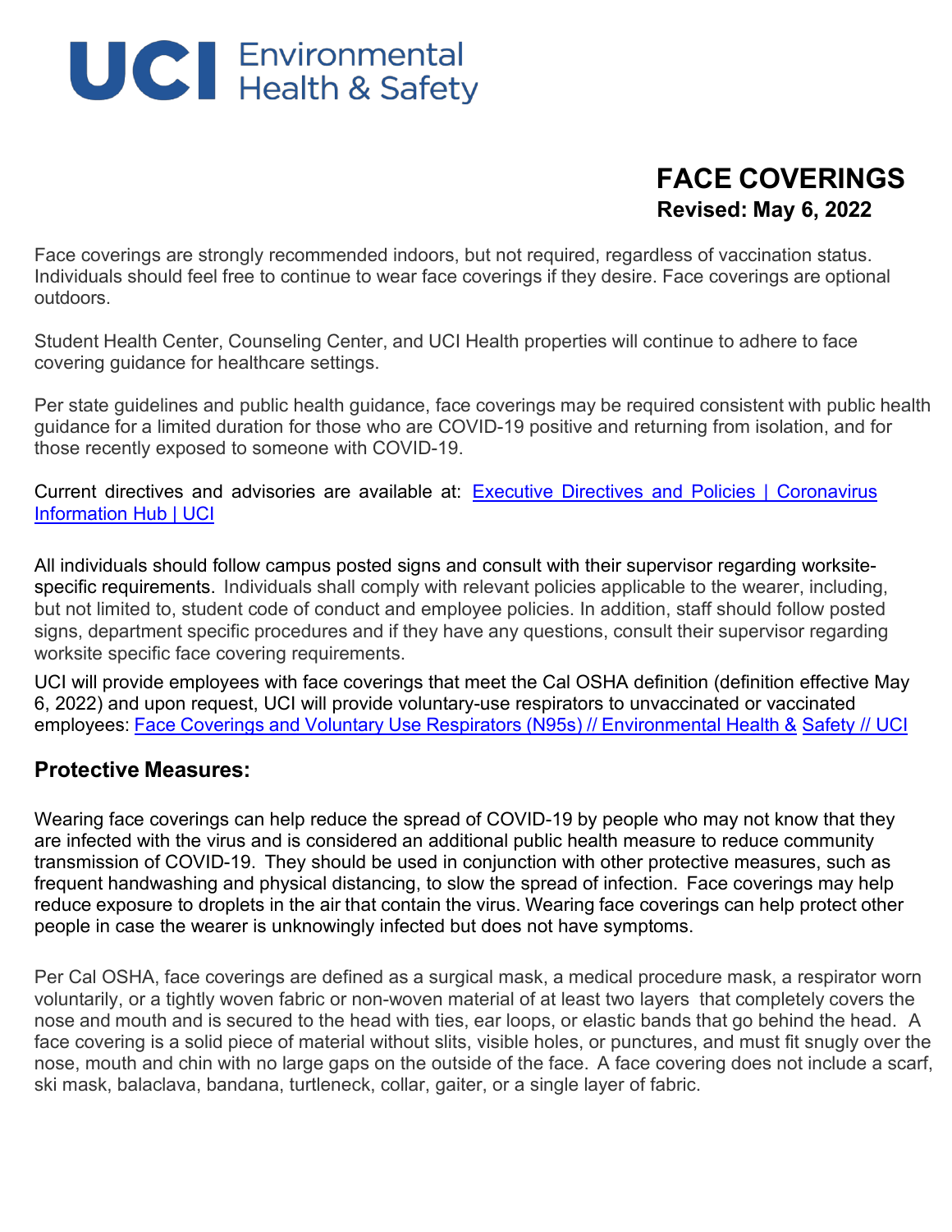UCI Environmental Health & Safety

# FACE COVERINGS

**Revised: May 6, 2022**

Face coverings are strongly recommended indoors, but not required, regardless of vaccination status. Individuals should feel free to continue to wear face coverings if they desire. Face coverings are optional outdoors.

Student Health Center, Counseling Center, and UCI Health properties will continue to adhere to face covering guidance for healthcare settings.

Per state guidelines and public health guidance, face coverings may be required consistent with public health guidance for a limited duration for those who are COVID-19 positive and returning from isolation, and for those recently exposed to someone with COVID-19.

Current directives and advisories are available at: [Executive Directives and Policies | Coronavirus Information Hub | UCI]

All individuals should follow campus posted signs and consult with their supervisor regarding worksite-specific requirements. Individuals shall comply with relevant policies applicable to the wearer, including, but not limited to, student code of conduct and employee policies. In addition, staff should follow posted signs, department specific procedures and if they have any questions, consult their supervisor regarding worksite specific face covering requirements.

UCI will provide employees with face coverings that meet the Cal OSHA definition (definition effective May 6, 2022) and upon request, UCI will provide voluntary-use respirators to unvaccinated or vaccinated employees: [Face Coverings and Voluntary Use Respirators (N95s) // Environmental Health & Safety // UCI]

## Protective Measures:

Wearing face coverings can help reduce the spread of COVID-19 by people who may not know that they are infected with the virus and is considered an additional public health measure to reduce community transmission of COVID-19. They should be used in conjunction with other protective measures, such as frequent handwashing and physical distancing, to slow the spread of infection. Face coverings may help reduce exposure to droplets in the air that contain the virus. Wearing face coverings can help protect other people in case the wearer is unknowingly infected but does not have symptoms.

Per Cal OSHA, face coverings are defined as a surgical mask, a medical procedure mask, a respirator worn voluntarily, or a tightly woven fabric or non-woven material of at least two layers that completely covers the nose and mouth and is secured to the head with ties, ear loops, or elastic bands that go behind the head. A face covering is a solid piece of material without slits, visible holes, or punctures, and must fit snugly over the nose, mouth and chin with no large gaps on the outside of the face. A face covering does not include a scarf, ski mask, balaclava, bandana, turtleneck, collar, gaiter, or a single layer of fabric.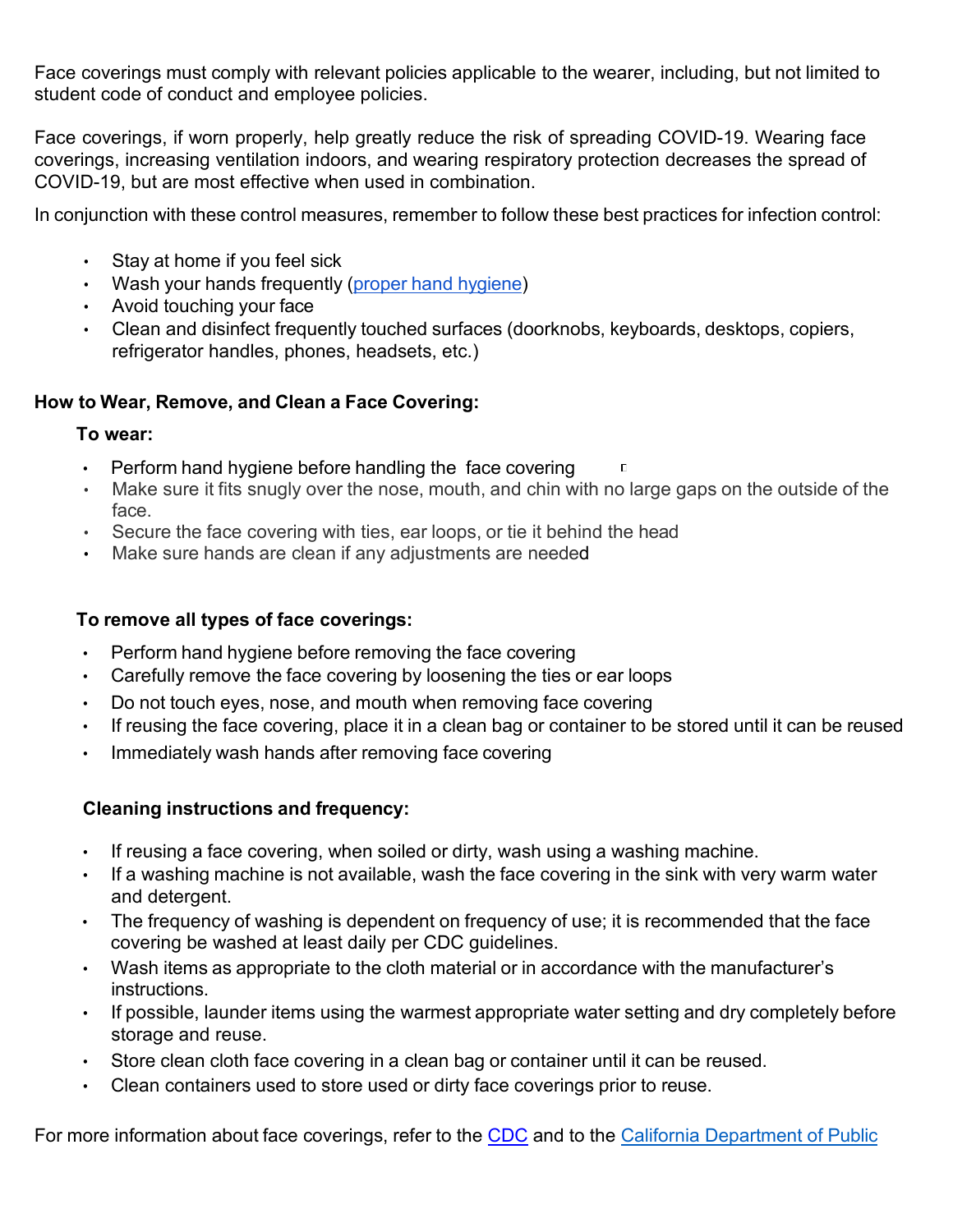Face coverings must comply with relevant policies applicable to the wearer, including, but not limited to student code of conduct and employee policies.

Face coverings, if worn properly, help greatly reduce the risk of spreading COVID-19. Wearing face coverings, increasing ventilation indoors, and wearing respiratory protection decreases the spread of COVID-19, but are most effective when used in combination.

In conjunction with these control measures, remember to follow these best practices for infection control:

- Stay at home if you feel sick
- Wash your hands frequently ([proper hand hygiene]())
- Avoid touching your face
- Clean and disinfect frequently touched surfaces (doorknobs, keyboards, desktops, copiers, refrigerator handles, phones, headsets, etc.)

**How to Wear, Remove, and Clean a Face Covering:**

**To wear:**

- Perform hand hygiene before handling the face covering
- Make sure it fits snugly over the nose, mouth, and chin with no large gaps on the outside of the face.
- Secure the face covering with ties, ear loops, or tie it behind the head
- Make sure hands are clean if any adjustments are needed

**To remove all types of face coverings:**

- Perform hand hygiene before removing the face covering
- Carefully remove the face covering by loosening the ties or ear loops
- Do not touch eyes, nose, and mouth when removing face covering
- If reusing the face covering, place it in a clean bag or container to be stored until it can be reused
- Immediately wash hands after removing face covering

**Cleaning instructions and frequency:**

- If reusing a face covering, when soiled or dirty, wash using a washing machine.
- If a washing machine is not available, wash the face covering in the sink with very warm water and detergent.
- The frequency of washing is dependent on frequency of use; it is recommended that the face covering be washed at least daily per CDC guidelines.
- Wash items as appropriate to the cloth material or in accordance with the manufacturer's instructions.
- If possible, launder items using the warmest appropriate water setting and dry completely before storage and reuse.
- Store clean cloth face covering in a clean bag or container until it can be reused.
- Clean containers used to store used or dirty face coverings prior to reuse.

For more information about face coverings, refer to the [CDC]() and to the [California Department of Public]()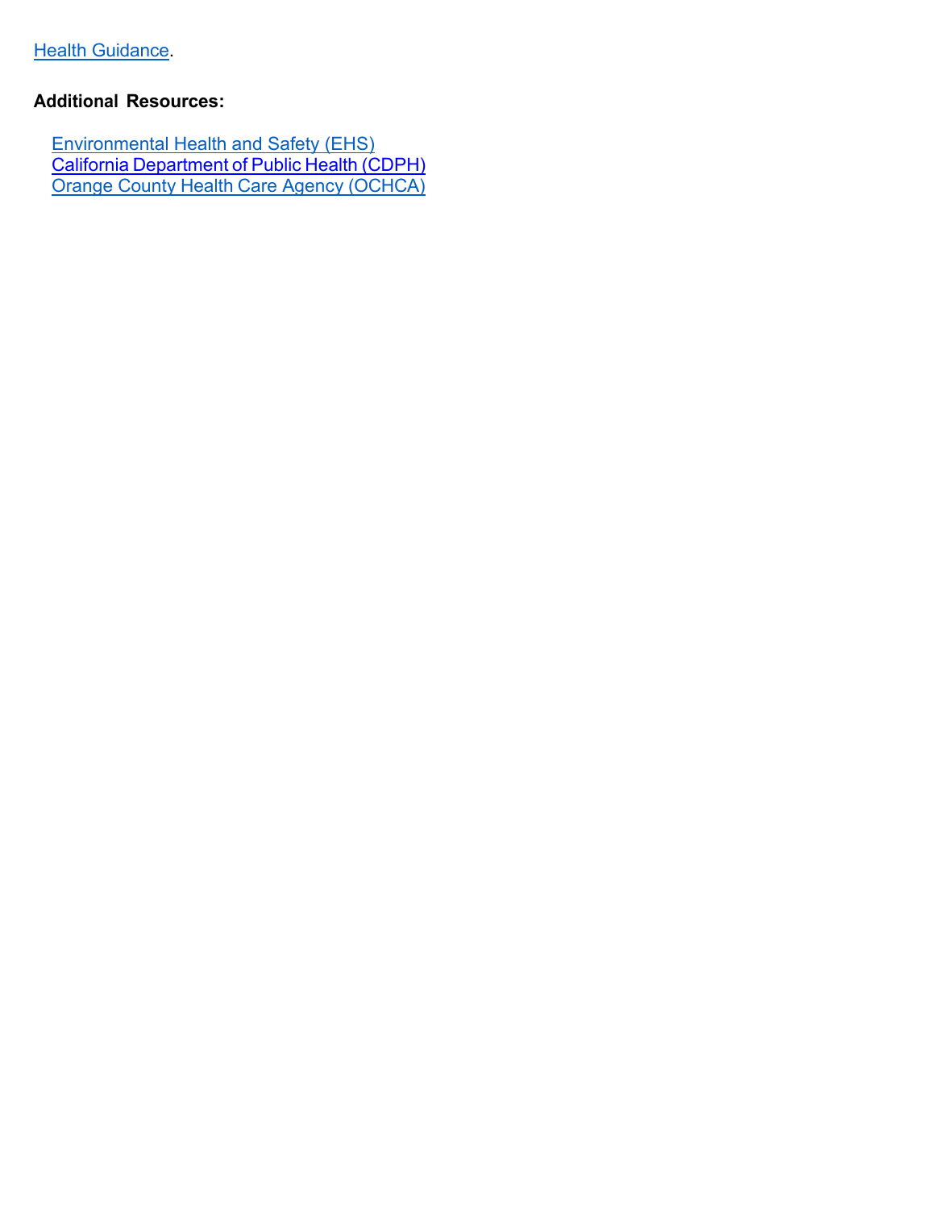Health Guidance.

**Additional Resources:**

- Environmental Health and Safety (EHS)
- California Department of Public Health (CDPH)
- Orange County Health Care Agency (OCHCA)